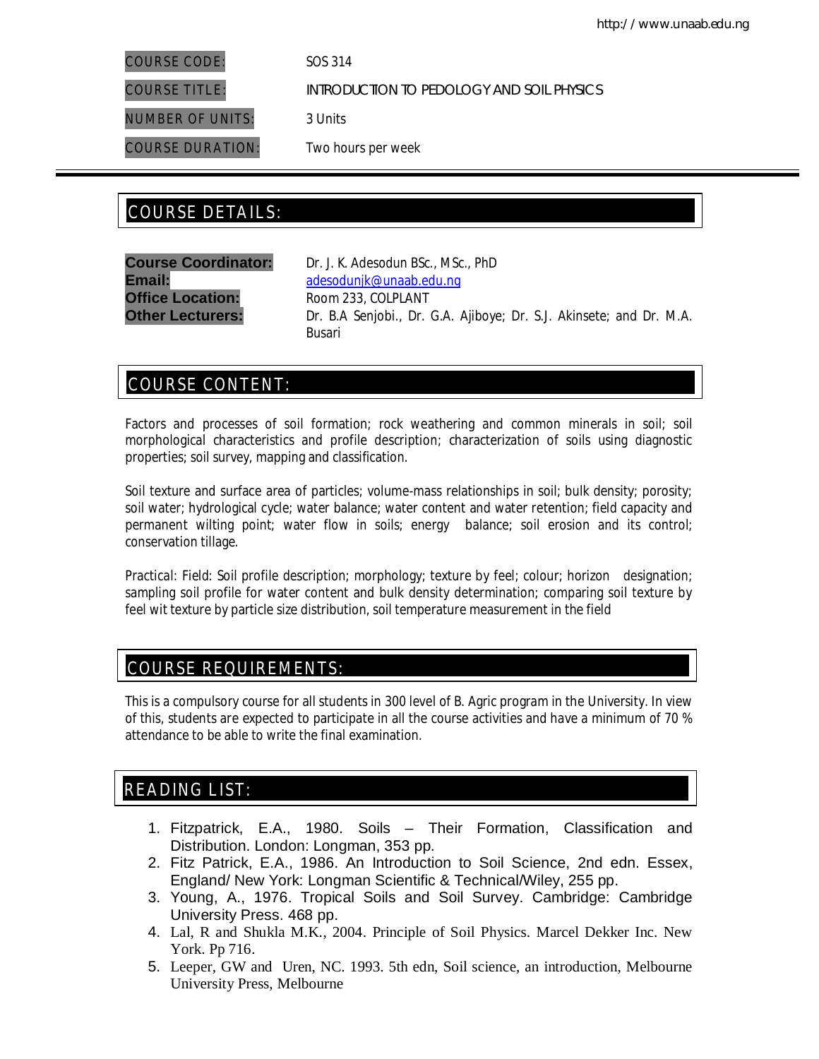http://www.unaab.edu.ng

| | |
|---|---|
| COURSE CODE: | SOS 314 |
| COURSE TITLE: | INTRODUCTION TO PEDOLOGY AND SOIL PHYSICS |
| NUMBER OF UNITS: | 3 Units |
| COURSE DURATION: | Two hours per week |

## COURSE DETAILS:

**Course Coordinator:** Dr. J. K. Adesodun BSc., MSc., PhD
**Email:** adesodunjk@unaab.edu.ng
**Office Location:** Room 233, COLPLANT
**Other Lecturers:** Dr. B.A Senjobi., Dr. G.A. Ajiboye; Dr. S.J. Akinsete; and Dr. M.A. Busari

## COURSE CONTENT:

Factors and processes of soil formation; rock weathering and common minerals in soil; soil morphological characteristics and profile description; characterization of soils using diagnostic properties; soil survey, mapping and classification.

Soil texture and surface area of particles; volume-mass relationships in soil; bulk density; porosity; soil water; hydrological cycle; water balance; water content and water retention; field capacity and permanent wilting point; water flow in soils; energy balance; soil erosion and its control; conservation tillage.

Practical: Field: Soil profile description; morphology; texture by feel; colour; horizon designation; sampling soil profile for water content and bulk density determination; comparing soil texture by feel wit texture by particle size distribution, soil temperature measurement in the field

## COURSE REQUIREMENTS:

This is a compulsory course for all students in 300 level of B. Agric program in the University. In view of this, students are expected to participate in all the course activities and have a minimum of 70 % attendance to be able to write the final examination.

## READING LIST:

1. Fitzpatrick, E.A., 1980. Soils – Their Formation, Classification and Distribution. London: Longman, 353 pp.
2. Fitz Patrick, E.A., 1986. An Introduction to Soil Science, 2nd edn. Essex, England/ New York: Longman Scientific & Technical/Wiley, 255 pp.
3. Young, A., 1976. Tropical Soils and Soil Survey. Cambridge: Cambridge University Press. 468 pp.
4. Lal, R and Shukla M.K., 2004. Principle of Soil Physics. Marcel Dekker Inc. New York. Pp 716.
5. Leeper, GW and Uren, NC. 1993. 5th edn, Soil science, an introduction, Melbourne University Press, Melbourne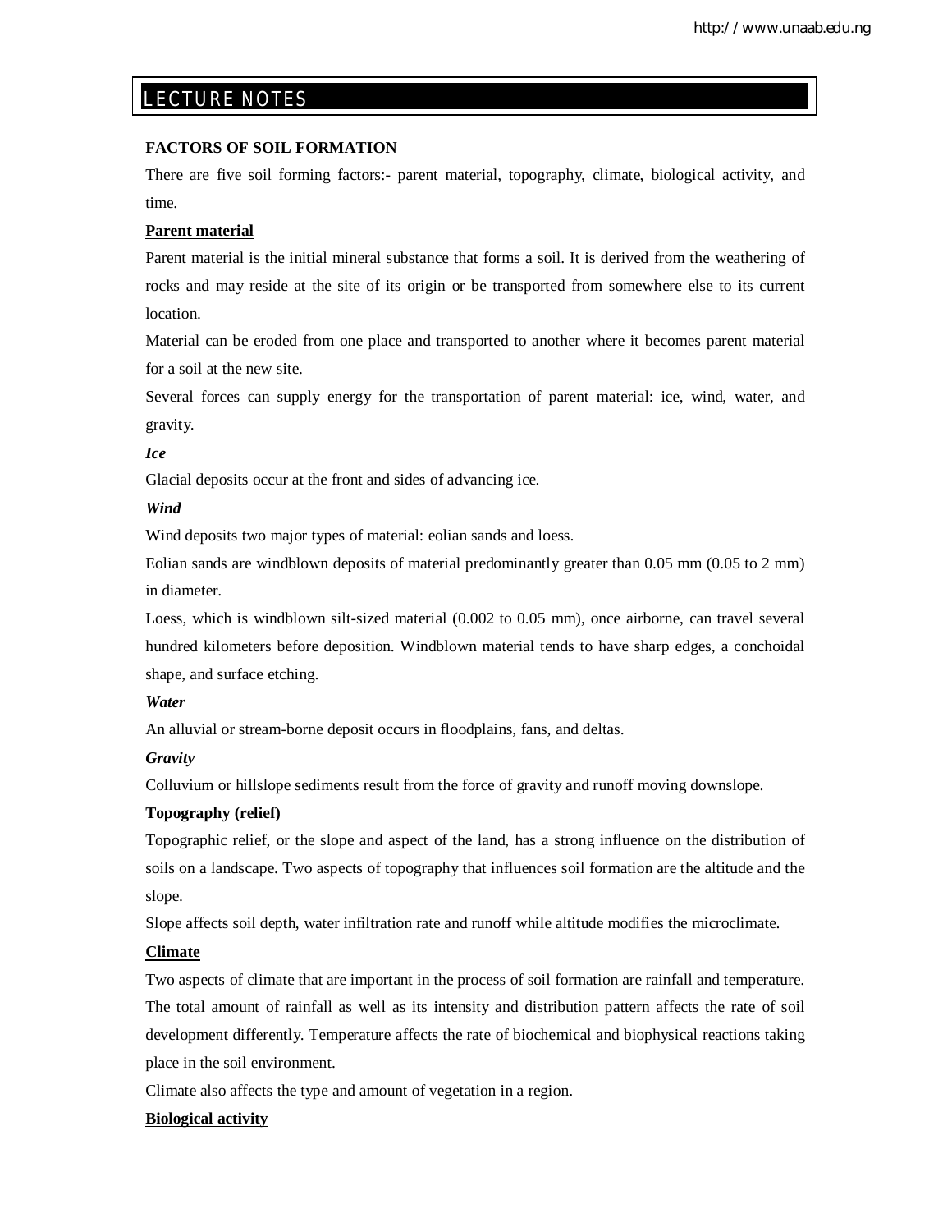# LECTURE NOTES

## FACTORS OF SOIL FORMATION

There are five soil forming factors:- parent material, topography, climate, biological activity, and time.

### Parent material

Parent material is the initial mineral substance that forms a soil. It is derived from the weathering of rocks and may reside at the site of its origin or be transported from somewhere else to its current location.

Material can be eroded from one place and transported to another where it becomes parent material for a soil at the new site.

Several forces can supply energy for the transportation of parent material: ice, wind, water, and gravity.

***Ice***

Glacial deposits occur at the front and sides of advancing ice.

***Wind***

Wind deposits two major types of material: eolian sands and loess.

Eolian sands are windblown deposits of material predominantly greater than 0.05 mm (0.05 to 2 mm) in diameter.

Loess, which is windblown silt-sized material (0.002 to 0.05 mm), once airborne, can travel several hundred kilometers before deposition. Windblown material tends to have sharp edges, a conchoidal shape, and surface etching.

***Water***

An alluvial or stream-borne deposit occurs in floodplains, fans, and deltas.

***Gravity***

Colluvium or hillslope sediments result from the force of gravity and runoff moving downslope.

### Topography (relief)

Topographic relief, or the slope and aspect of the land, has a strong influence on the distribution of soils on a landscape. Two aspects of topography that influences soil formation are the altitude and the slope.

Slope affects soil depth, water infiltration rate and runoff while altitude modifies the microclimate.

### Climate

Two aspects of climate that are important in the process of soil formation are rainfall and temperature. The total amount of rainfall as well as its intensity and distribution pattern affects the rate of soil development differently. Temperature affects the rate of biochemical and biophysical reactions taking place in the soil environment.

Climate also affects the type and amount of vegetation in a region.

### Biological activity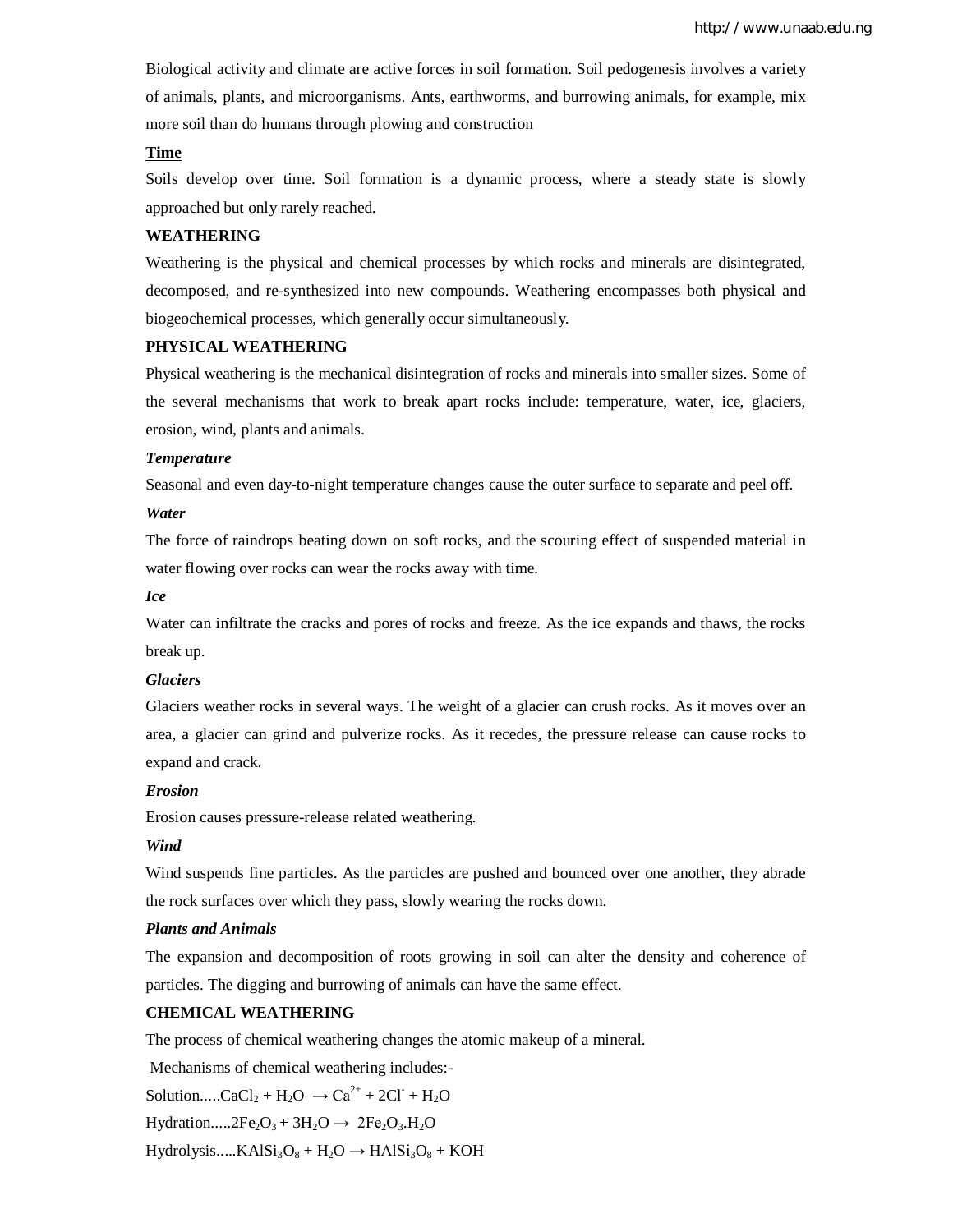Biological activity and climate are active forces in soil formation. Soil pedogenesis involves a variety of animals, plants, and microorganisms. Ants, earthworms, and burrowing animals, for example, mix more soil than do humans through plowing and construction

**Time**

Soils develop over time. Soil formation is a dynamic process, where a steady state is slowly approached but only rarely reached.

## WEATHERING

Weathering is the physical and chemical processes by which rocks and minerals are disintegrated, decomposed, and re-synthesized into new compounds. Weathering encompasses both physical and biogeochemical processes, which generally occur simultaneously.

### PHYSICAL WEATHERING

Physical weathering is the mechanical disintegration of rocks and minerals into smaller sizes. Some of the several mechanisms that work to break apart rocks include: temperature, water, ice, glaciers, erosion, wind, plants and animals.

***Temperature***

Seasonal and even day-to-night temperature changes cause the outer surface to separate and peel off.

***Water***

The force of raindrops beating down on soft rocks, and the scouring effect of suspended material in water flowing over rocks can wear the rocks away with time.

***Ice***

Water can infiltrate the cracks and pores of rocks and freeze. As the ice expands and thaws, the rocks break up.

***Glaciers***

Glaciers weather rocks in several ways. The weight of a glacier can crush rocks. As it moves over an area, a glacier can grind and pulverize rocks. As it recedes, the pressure release can cause rocks to expand and crack.

***Erosion***

Erosion causes pressure-release related weathering.

***Wind***

Wind suspends fine particles. As the particles are pushed and bounced over one another, they abrade the rock surfaces over which they pass, slowly wearing the rocks down.

***Plants and Animals***

The expansion and decomposition of roots growing in soil can alter the density and coherence of particles. The digging and burrowing of animals can have the same effect.

### CHEMICAL WEATHERING

The process of chemical weathering changes the atomic makeup of a mineral.

Mechanisms of chemical weathering includes:-

Solution.....$CaCl_2 + H_2O \rightarrow Ca^{2+} + 2Cl^- + H_2O$

Hydration.....$2Fe_2O_3 + 3H_2O \rightarrow 2Fe_2O_3.H_2O$

Hydrolysis.....$KAlSi_3O_8 + H_2O \rightarrow HAlSi_3O_8 + KOH$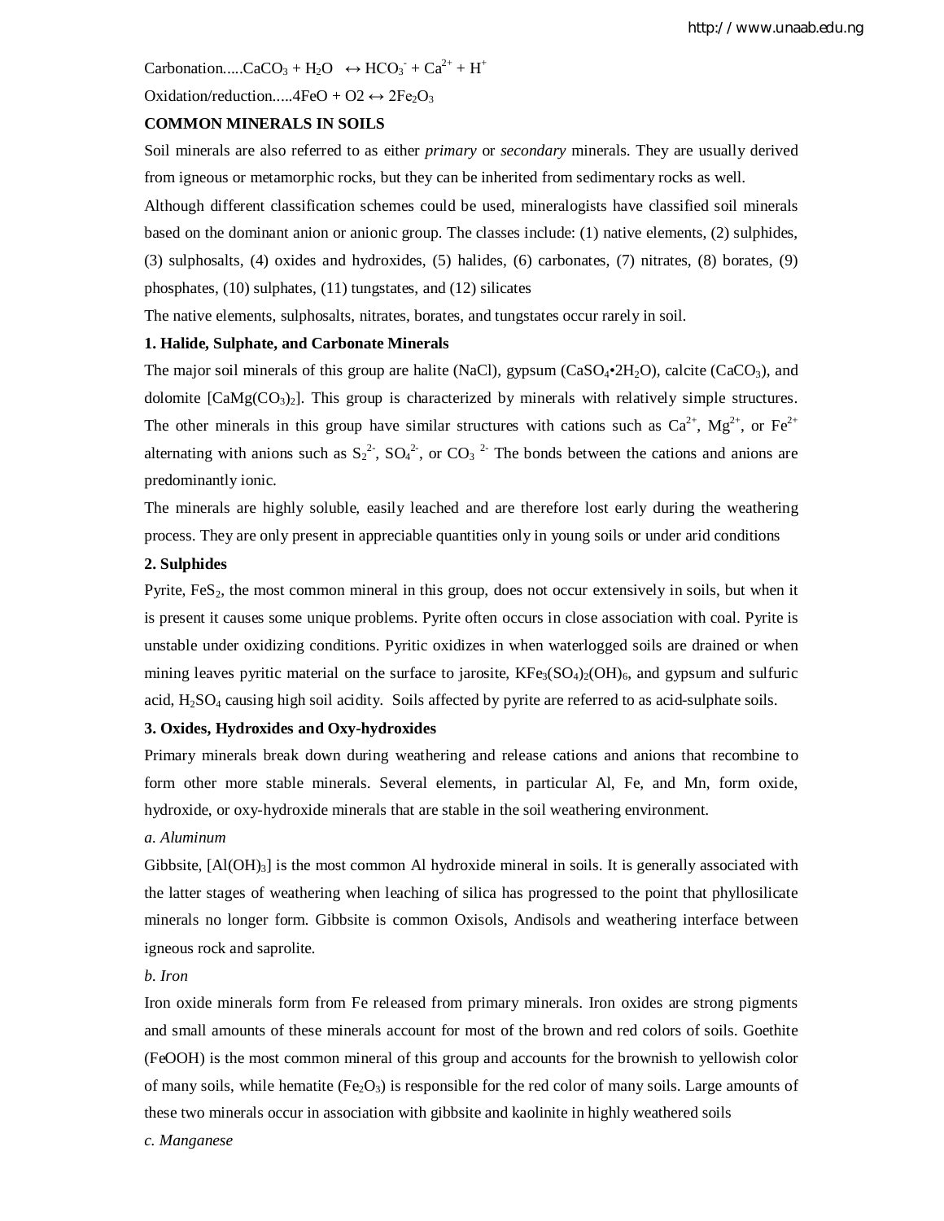Carbonation.....$CaCO_3 + H_2O \leftrightarrow HCO_3^- + Ca^{2+} + H^+$

Oxidation/reduction.....$4FeO + O2 \leftrightarrow 2Fe_2O_3$

**COMMON MINERALS IN SOILS**

Soil minerals are also referred to as either *primary* or *secondary* minerals. They are usually derived from igneous or metamorphic rocks, but they can be inherited from sedimentary rocks as well.

Although different classification schemes could be used, mineralogists have classified soil minerals based on the dominant anion or anionic group. The classes include: (1) native elements, (2) sulphides, (3) sulphosalts, (4) oxides and hydroxides, (5) halides, (6) carbonates, (7) nitrates, (8) borates, (9) phosphates, (10) sulphates, (11) tungstates, and (12) silicates

The native elements, sulphosalts, nitrates, borates, and tungstates occur rarely in soil.

**1. Halide, Sulphate, and Carbonate Minerals**

The major soil minerals of this group are halite (NaCl), gypsum ($CaSO_4 \bullet 2H_2O$), calcite ($CaCO_3$), and dolomite [$CaMg(CO_3)_2$]. This group is characterized by minerals with relatively simple structures. The other minerals in this group have similar structures with cations such as $Ca^{2+}$, $Mg^{2+}$, or $Fe^{2+}$ alternating with anions such as $S_2^{2-}$, $SO_4^{2-}$, or $CO_3^{\ 2-}$ The bonds between the cations and anions are predominantly ionic.

The minerals are highly soluble, easily leached and are therefore lost early during the weathering process. They are only present in appreciable quantities only in young soils or under arid conditions

**2. Sulphides**

Pyrite, $FeS_2$, the most common mineral in this group, does not occur extensively in soils, but when it is present it causes some unique problems. Pyrite often occurs in close association with coal. Pyrite is unstable under oxidizing conditions. Pyritic oxidizes in when waterlogged soils are drained or when mining leaves pyritic material on the surface to jarosite, $KFe_3(SO_4)_2(OH)_6$, and gypsum and sulfuric acid, $H_2SO_4$ causing high soil acidity. Soils affected by pyrite are referred to as acid-sulphate soils.

**3. Oxides, Hydroxides and Oxy-hydroxides**

Primary minerals break down during weathering and release cations and anions that recombine to form other more stable minerals. Several elements, in particular Al, Fe, and Mn, form oxide, hydroxide, or oxy-hydroxide minerals that are stable in the soil weathering environment.

*a. Aluminum*

Gibbsite, [$Al(OH)_3$] is the most common Al hydroxide mineral in soils. It is generally associated with the latter stages of weathering when leaching of silica has progressed to the point that phyllosilicate minerals no longer form. Gibbsite is common Oxisols, Andisols and weathering interface between igneous rock and saprolite.

*b. Iron*

Iron oxide minerals form from Fe released from primary minerals. Iron oxides are strong pigments and small amounts of these minerals account for most of the brown and red colors of soils. Goethite (FeOOH) is the most common mineral of this group and accounts for the brownish to yellowish color of many soils, while hematite ($Fe_2O_3$) is responsible for the red color of many soils. Large amounts of these two minerals occur in association with gibbsite and kaolinite in highly weathered soils

*c. Manganese*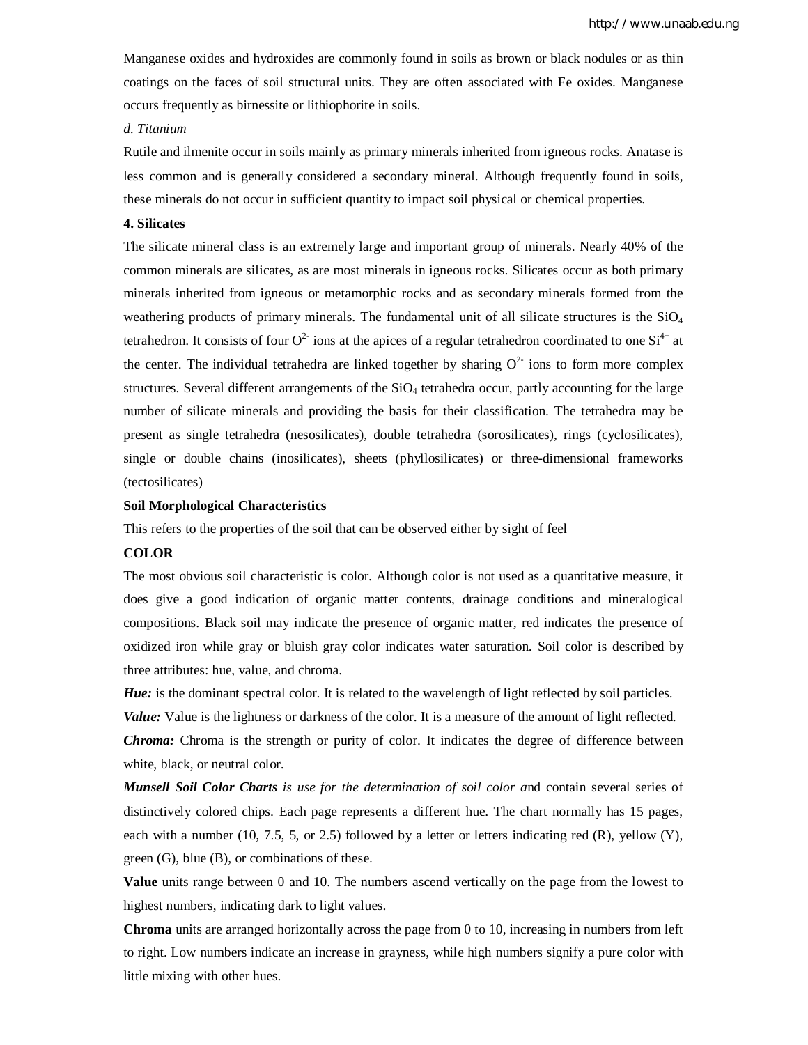Manganese oxides and hydroxides are commonly found in soils as brown or black nodules or as thin coatings on the faces of soil structural units. They are often associated with Fe oxides. Manganese occurs frequently as birnessite or lithiophorite in soils.

*d. Titanium*

Rutile and ilmenite occur in soils mainly as primary minerals inherited from igneous rocks. Anatase is less common and is generally considered a secondary mineral. Although frequently found in soils, these minerals do not occur in sufficient quantity to impact soil physical or chemical properties.

**4. Silicates**

The silicate mineral class is an extremely large and important group of minerals. Nearly 40% of the common minerals are silicates, as are most minerals in igneous rocks. Silicates occur as both primary minerals inherited from igneous or metamorphic rocks and as secondary minerals formed from the weathering products of primary minerals. The fundamental unit of all silicate structures is the $SiO_4$ tetrahedron. It consists of four $O^{2-}$ ions at the apices of a regular tetrahedron coordinated to one $Si^{4+}$ at the center. The individual tetrahedra are linked together by sharing $O^{2-}$ ions to form more complex structures. Several different arrangements of the $SiO_4$ tetrahedra occur, partly accounting for the large number of silicate minerals and providing the basis for their classification. The tetrahedra may be present as single tetrahedra (nesosilicates), double tetrahedra (sorosilicates), rings (cyclosilicates), single or double chains (inosilicates), sheets (phyllosilicates) or three-dimensional frameworks (tectosilicates)

**Soil Morphological Characteristics**

This refers to the properties of the soil that can be observed either by sight of feel

**COLOR**

The most obvious soil characteristic is color. Although color is not used as a quantitative measure, it does give a good indication of organic matter contents, drainage conditions and mineralogical compositions. Black soil may indicate the presence of organic matter, red indicates the presence of oxidized iron while gray or bluish gray color indicates water saturation. Soil color is described by three attributes: hue, value, and chroma.

***Hue:*** is the dominant spectral color. It is related to the wavelength of light reflected by soil particles.

***Value:*** Value is the lightness or darkness of the color. It is a measure of the amount of light reflected.

***Chroma:*** Chroma is the strength or purity of color. It indicates the degree of difference between white, black, or neutral color.

***Munsell Soil Color Charts*** *is use for the determination of soil color a*nd contain several series of distinctively colored chips. Each page represents a different hue. The chart normally has 15 pages, each with a number (10, 7.5, 5, or 2.5) followed by a letter or letters indicating red (R), yellow (Y), green (G), blue (B), or combinations of these.

**Value** units range between 0 and 10. The numbers ascend vertically on the page from the lowest to highest numbers, indicating dark to light values.

**Chroma** units are arranged horizontally across the page from 0 to 10, increasing in numbers from left to right. Low numbers indicate an increase in grayness, while high numbers signify a pure color with little mixing with other hues.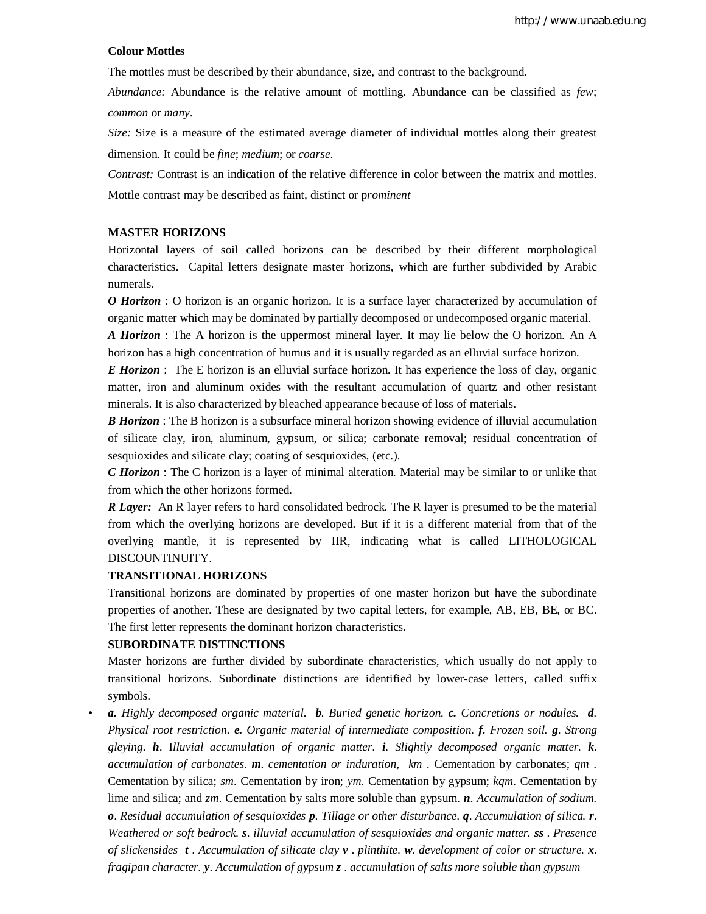**Colour Mottles**

The mottles must be described by their abundance, size, and contrast to the background.

*Abundance:* Abundance is the relative amount of mottling. Abundance can be classified as *few*; *common* or *many*.

*Size:* Size is a measure of the estimated average diameter of individual mottles along their greatest dimension. It could be *fine*; *medium*; or *coarse*.

*Contrast:* Contrast is an indication of the relative difference in color between the matrix and mottles. Mottle contrast may be described as faint, distinct or p*rominent*

**MASTER HORIZONS**

Horizontal layers of soil called horizons can be described by their different morphological characteristics. Capital letters designate master horizons, which are further subdivided by Arabic numerals.

***O Horizon*** : O horizon is an organic horizon. It is a surface layer characterized by accumulation of organic matter which may be dominated by partially decomposed or undecomposed organic material.

***A Horizon*** : The A horizon is the uppermost mineral layer. It may lie below the O horizon. An A horizon has a high concentration of humus and it is usually regarded as an elluvial surface horizon.

***E Horizon*** : The E horizon is an elluvial surface horizon. It has experience the loss of clay, organic matter, iron and aluminum oxides with the resultant accumulation of quartz and other resistant minerals. It is also characterized by bleached appearance because of loss of materials.

***B Horizon*** : The B horizon is a subsurface mineral horizon showing evidence of illuvial accumulation of silicate clay, iron, aluminum, gypsum, or silica; carbonate removal; residual concentration of sesquioxides and silicate clay; coating of sesquioxides, (etc.).

***C Horizon*** : The C horizon is a layer of minimal alteration. Material may be similar to or unlike that from which the other horizons formed.

***R Layer:*** An R layer refers to hard consolidated bedrock. The R layer is presumed to be the material from which the overlying horizons are developed. But if it is a different material from that of the overlying mantle, it is represented by IIR, indicating what is called LITHOLOGICAL DISCOUNTINUITY.

**TRANSITIONAL HORIZONS**

Transitional horizons are dominated by properties of one master horizon but have the subordinate properties of another. These are designated by two capital letters, for example, AB, EB, BE, or BC. The first letter represents the dominant horizon characteristics.

**SUBORDINATE DISTINCTIONS**

Master horizons are further divided by subordinate characteristics, which usually do not apply to transitional horizons. Subordinate distinctions are identified by lower-case letters, called suffix symbols.

- ***a.*** *Highly decomposed organic material.* ***b***. *Buried genetic horizon.* ***c.*** *Concretions or nodules.* ***d***. *Physical root restriction.* ***e.*** *Organic material of intermediate composition.* ***f.*** *Frozen soil.* ***g***. *Strong gleying.* ***h***. *Illuvial accumulation of organic matter.* ***i***. *Slightly decomposed organic matter.* ***k***. *accumulation of carbonates.* ***m***. *cementation or induration,* *km* . Cementation by carbonates; *qm* . Cementation by silica; *sm*. Cementation by iron; *ym.* Cementation by gypsum; *kqm*. Cementation by lime and silica; and *zm*. Cementation by salts more soluble than gypsum. ***n***. *Accumulation of sodium.* ***o***. *Residual accumulation of sesquioxides* ***p***. *Tillage or other disturbance.* ***q***. *Accumulation of silica.* ***r***. *Weathered or soft bedrock.* ***s***. *illuvial accumulation of sesquioxides and organic matter.* ***ss*** *. Presence of slickensides* ***t*** *. Accumulation of silicate clay* ***v*** *. plinthite.* ***w***. *development of color or structure.* ***x***. *fragipan character.* ***y***. *Accumulation of gypsum* ***z*** *. accumulation of salts more soluble than gypsum*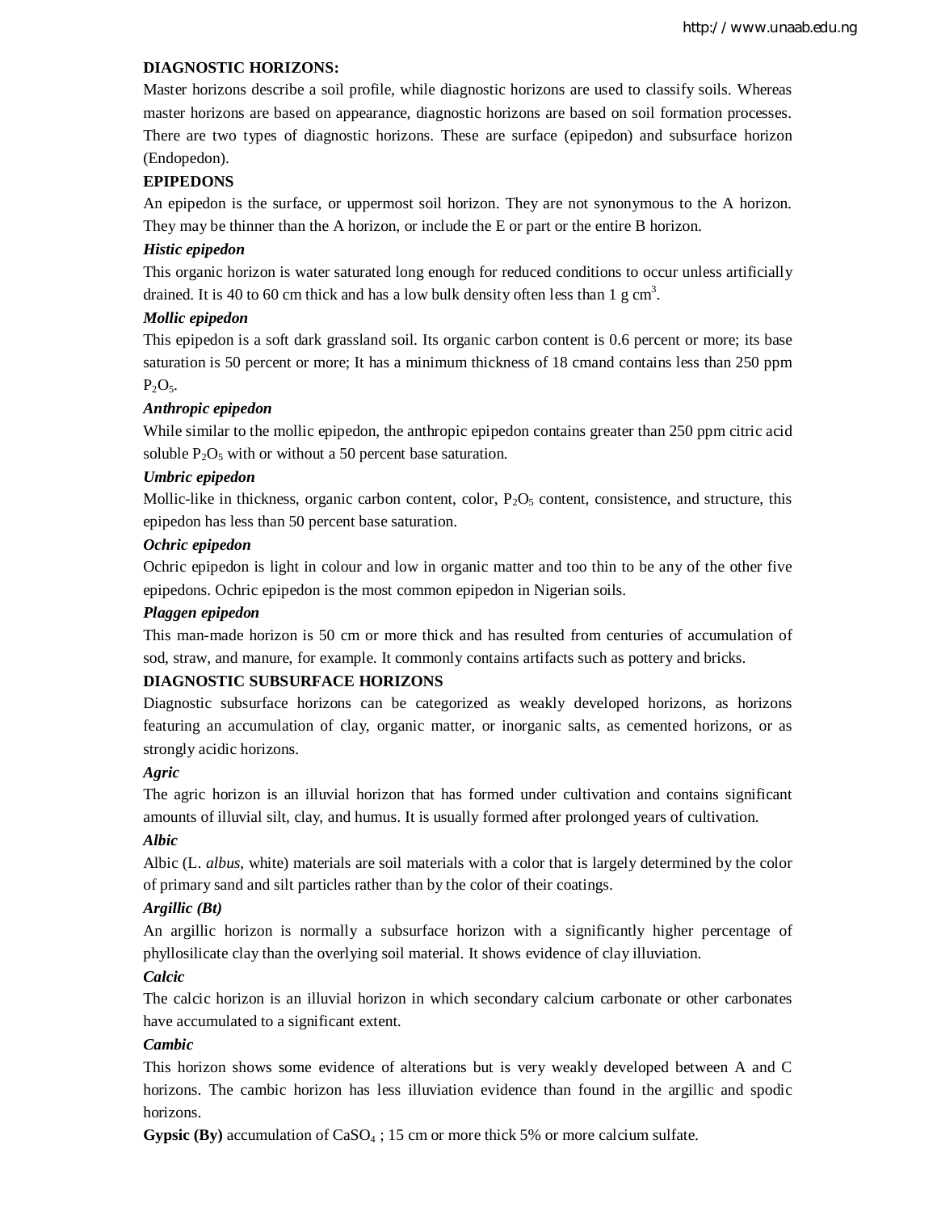## DIAGNOSTIC HORIZONS:

Master horizons describe a soil profile, while diagnostic horizons are used to classify soils. Whereas master horizons are based on appearance, diagnostic horizons are based on soil formation processes. There are two types of diagnostic horizons. These are surface (epipedon) and subsurface horizon (Endopedon).

## EPIPEDONS

An epipedon is the surface, or uppermost soil horizon. They are not synonymous to the A horizon. They may be thinner than the A horizon, or include the E or part or the entire B horizon.

### *Histic epipedon*

This organic horizon is water saturated long enough for reduced conditions to occur unless artificially drained. It is 40 to 60 cm thick and has a low bulk density often less than 1 g $cm^3$.

### *Mollic epipedon*

This epipedon is a soft dark grassland soil. Its organic carbon content is 0.6 percent or more; its base saturation is 50 percent or more; It has a minimum thickness of 18 cmand contains less than 250 ppm $P_2O_5$.

### *Anthropic epipedon*

While similar to the mollic epipedon, the anthropic epipedon contains greater than 250 ppm citric acid soluble $P_2O_5$ with or without a 50 percent base saturation.

### *Umbric epipedon*

Mollic-like in thickness, organic carbon content, color, $P_2O_5$ content, consistence, and structure, this epipedon has less than 50 percent base saturation.

### *Ochric epipedon*

Ochric epipedon is light in colour and low in organic matter and too thin to be any of the other five epipedons. Ochric epipedon is the most common epipedon in Nigerian soils.

### *Plaggen epipedon*

This man-made horizon is 50 cm or more thick and has resulted from centuries of accumulation of sod, straw, and manure, for example. It commonly contains artifacts such as pottery and bricks.

## DIAGNOSTIC SUBSURFACE HORIZONS

Diagnostic subsurface horizons can be categorized as weakly developed horizons, as horizons featuring an accumulation of clay, organic matter, or inorganic salts, as cemented horizons, or as strongly acidic horizons.

### *Agric*

The agric horizon is an illuvial horizon that has formed under cultivation and contains significant amounts of illuvial silt, clay, and humus. It is usually formed after prolonged years of cultivation.

### *Albic*

Albic (L. *albus*, white) materials are soil materials with a color that is largely determined by the color of primary sand and silt particles rather than by the color of their coatings.

### *Argillic (Bt)*

An argillic horizon is normally a subsurface horizon with a significantly higher percentage of phyllosilicate clay than the overlying soil material. It shows evidence of clay illuviation.

### *Calcic*

The calcic horizon is an illuvial horizon in which secondary calcium carbonate or other carbonates have accumulated to a significant extent.

### *Cambic*

This horizon shows some evidence of alterations but is very weakly developed between A and C horizons. The cambic horizon has less illuviation evidence than found in the argillic and spodic horizons.

**Gypsic (By)** accumulation of $CaSO_4$ ; 15 cm or more thick 5% or more calcium sulfate.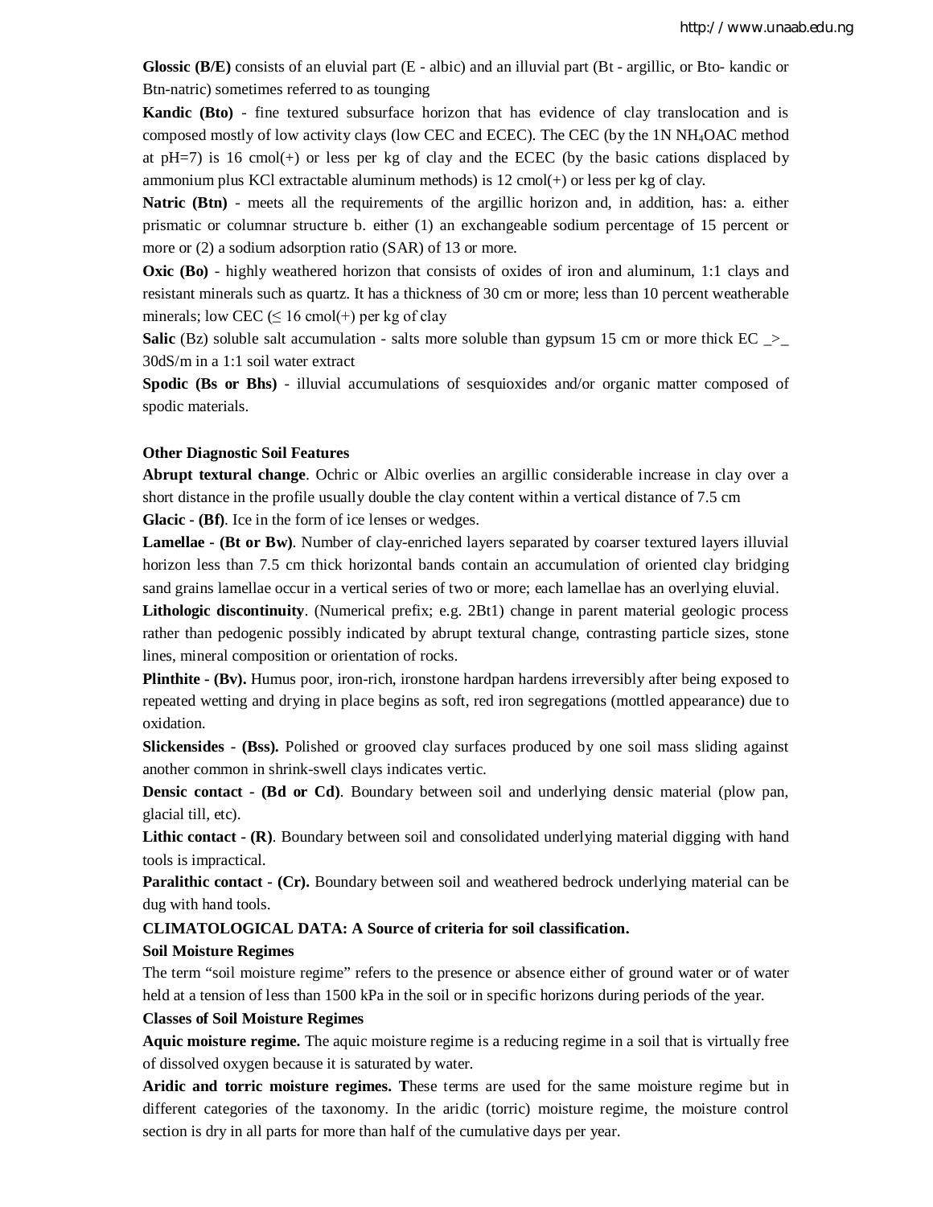**Glossic (B/E)** consists of an eluvial part (E - albic) and an illuvial part (Bt - argillic, or Bto- kandic or Btn-natric) sometimes referred to as tounging

**Kandic (Bto)** - fine textured subsurface horizon that has evidence of clay translocation and is composed mostly of low activity clays (low CEC and ECEC). The CEC (by the 1N $NH_4OAC$ method at pH=7) is 16 cmol(+) or less per kg of clay and the ECEC (by the basic cations displaced by ammonium plus KCl extractable aluminum methods) is 12 cmol(+) or less per kg of clay.

**Natric (Btn)** - meets all the requirements of the argillic horizon and, in addition, has: a. either prismatic or columnar structure b. either (1) an exchangeable sodium percentage of 15 percent or more or (2) a sodium adsorption ratio (SAR) of 13 or more.

**Oxic (Bo)** - highly weathered horizon that consists of oxides of iron and aluminum, 1:1 clays and resistant minerals such as quartz. It has a thickness of 30 cm or more; less than 10 percent weatherable minerals; low CEC ($\leq$ 16 cmol(+) per kg of clay

**Salic** (Bz) soluble salt accumulation - salts more soluble than gypsum 15 cm or more thick EC _>_ 30dS/m in a 1:1 soil water extract

**Spodic (Bs or Bhs)** - illuvial accumulations of sesquioxides and/or organic matter composed of spodic materials.

**Other Diagnostic Soil Features**

**Abrupt textural change**. Ochric or Albic overlies an argillic considerable increase in clay over a short distance in the profile usually double the clay content within a vertical distance of 7.5 cm

**Glacic - (Bf)**. Ice in the form of ice lenses or wedges.

**Lamellae - (Bt or Bw)**. Number of clay-enriched layers separated by coarser textured layers illuvial horizon less than 7.5 cm thick horizontal bands contain an accumulation of oriented clay bridging sand grains lamellae occur in a vertical series of two or more; each lamellae has an overlying eluvial.

**Lithologic discontinuity**. (Numerical prefix; e.g. 2Bt1) change in parent material geologic process rather than pedogenic possibly indicated by abrupt textural change, contrasting particle sizes, stone lines, mineral composition or orientation of rocks.

**Plinthite - (Bv).** Humus poor, iron-rich, ironstone hardpan hardens irreversibly after being exposed to repeated wetting and drying in place begins as soft, red iron segregations (mottled appearance) due to oxidation.

**Slickensides - (Bss).** Polished or grooved clay surfaces produced by one soil mass sliding against another common in shrink-swell clays indicates vertic.

**Densic contact - (Bd or Cd)**. Boundary between soil and underlying densic material (plow pan, glacial till, etc).

**Lithic contact - (R)**. Boundary between soil and consolidated underlying material digging with hand tools is impractical.

**Paralithic contact - (Cr).** Boundary between soil and weathered bedrock underlying material can be dug with hand tools.

**CLIMATOLOGICAL DATA: A Source of criteria for soil classification.**

**Soil Moisture Regimes**

The term "soil moisture regime" refers to the presence or absence either of ground water or of water held at a tension of less than 1500 kPa in the soil or in specific horizons during periods of the year.

**Classes of Soil Moisture Regimes**

**Aquic moisture regime.** The aquic moisture regime is a reducing regime in a soil that is virtually free of dissolved oxygen because it is saturated by water.

**Aridic and torric moisture regimes. T**hese terms are used for the same moisture regime but in different categories of the taxonomy. In the aridic (torric) moisture regime, the moisture control section is dry in all parts for more than half of the cumulative days per year.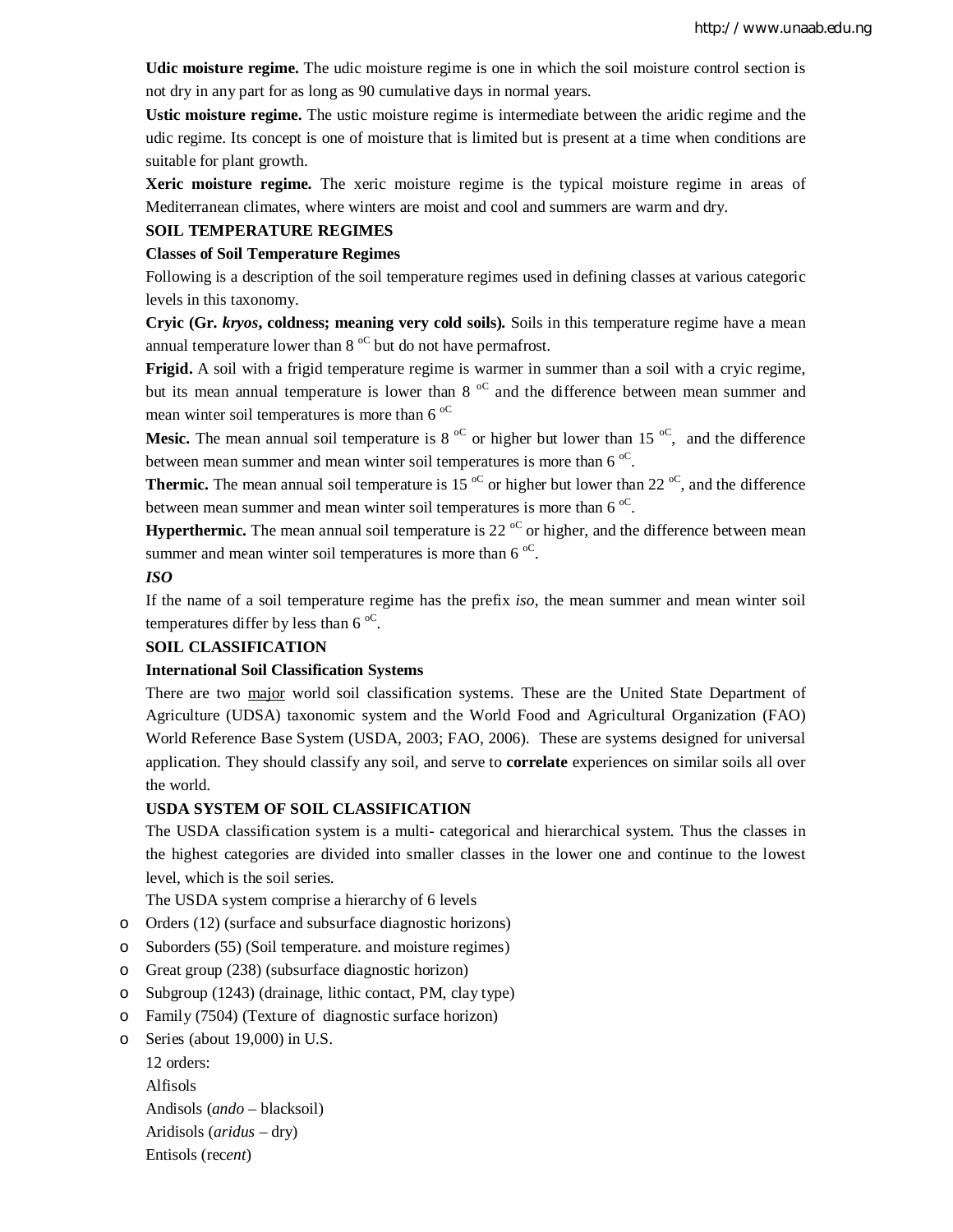**Udic moisture regime.** The udic moisture regime is one in which the soil moisture control section is not dry in any part for as long as 90 cumulative days in normal years.

**Ustic moisture regime.** The ustic moisture regime is intermediate between the aridic regime and the udic regime. Its concept is one of moisture that is limited but is present at a time when conditions are suitable for plant growth.

**Xeric moisture regime.** The xeric moisture regime is the typical moisture regime in areas of Mediterranean climates, where winters are moist and cool and summers are warm and dry.

### SOIL TEMPERATURE REGIMES

#### Classes of Soil Temperature Regimes

Following is a description of the soil temperature regimes used in defining classes at various categoric levels in this taxonomy.

**Cryic (Gr. *kryos*, coldness; meaning very cold soils).** Soils in this temperature regime have a mean annual temperature lower than 8 $^{oC}$ but do not have permafrost.

**Frigid.** A soil with a frigid temperature regime is warmer in summer than a soil with a cryic regime, but its mean annual temperature is lower than 8 $^{oC}$ and the difference between mean summer and mean winter soil temperatures is more than 6 $^{oC}$

**Mesic.** The mean annual soil temperature is 8 $^{oC}$ or higher but lower than 15 $^{oC}$, and the difference between mean summer and mean winter soil temperatures is more than 6 $^{oC}$.

**Thermic.** The mean annual soil temperature is 15 $^{oC}$ or higher but lower than 22 $^{oC}$, and the difference between mean summer and mean winter soil temperatures is more than 6 $^{oC}$.

**Hyperthermic.** The mean annual soil temperature is 22 $^{oC}$ or higher, and the difference between mean summer and mean winter soil temperatures is more than 6 $^{oC}$.

***ISO***

If the name of a soil temperature regime has the prefix *iso*, the mean summer and mean winter soil temperatures differ by less than 6 $^{oC}$.

### SOIL CLASSIFICATION

#### International Soil Classification Systems

There are two major world soil classification systems. These are the United State Department of Agriculture (UDSA) taxonomic system and the World Food and Agricultural Organization (FAO) World Reference Base System (USDA, 2003; FAO, 2006). These are systems designed for universal application. They should classify any soil, and serve to **correlate** experiences on similar soils all over the world.

### USDA SYSTEM OF SOIL CLASSIFICATION

The USDA classification system is a multi- categorical and hierarchical system. Thus the classes in the highest categories are divided into smaller classes in the lower one and continue to the lowest level, which is the soil series.

The USDA system comprise a hierarchy of 6 levels

- Orders (12) (surface and subsurface diagnostic horizons)
- Suborders (55) (Soil temperature. and moisture regimes)
- Great group (238) (subsurface diagnostic horizon)
- Subgroup (1243) (drainage, lithic contact, PM, clay type)
- Family (7504) (Texture of diagnostic surface horizon)
- Series (about 19,000) in U.S.

12 orders:

Alfisols

Andisols (*ando* – blacksoil)

Aridisols (*aridus* – dry)

Entisols (rec*ent*)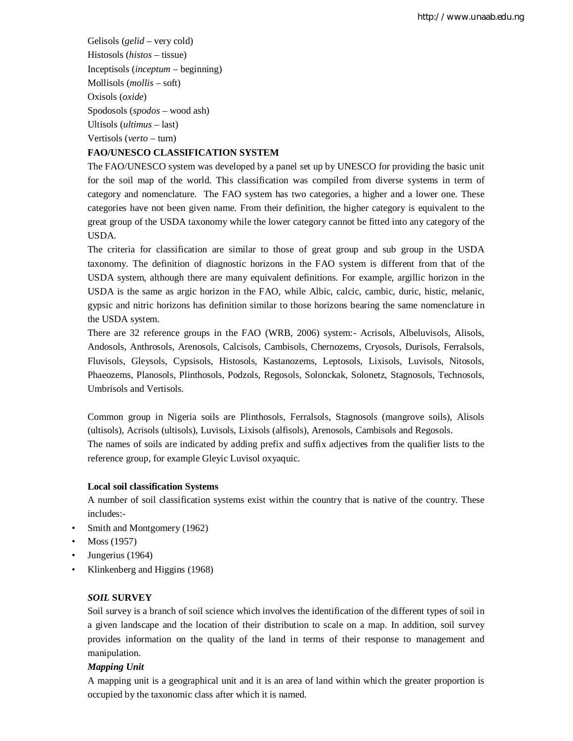Gelisols (*gelid* – very cold)
Histosols (*histos* – tissue)
Inceptisols (*inceptum* – beginning)
Mollisols (*mollis* – soft)
Oxisols (*oxide*)
Spodosols (*spodos* – wood ash)
Ultisols (*ultimus* – last)
Vertisols (*verto* – turn)

**FAO/UNESCO CLASSIFICATION SYSTEM**

The FAO/UNESCO system was developed by a panel set up by UNESCO for providing the basic unit for the soil map of the world. This classification was compiled from diverse systems in term of category and nomenclature. The FAO system has two categories, a higher and a lower one. These categories have not been given name. From their definition, the higher category is equivalent to the great group of the USDA taxonomy while the lower category cannot be fitted into any category of the USDA.

The criteria for classification are similar to those of great group and sub group in the USDA taxonomy. The definition of diagnostic horizons in the FAO system is different from that of the USDA system, although there are many equivalent definitions. For example, argillic horizon in the USDA is the same as argic horizon in the FAO, while Albic, calcic, cambic, duric, histic, melanic, gypsic and nitric horizons has definition similar to those horizons bearing the same nomenclature in the USDA system.

There are 32 reference groups in the FAO (WRB, 2006) system:- Acrisols, Albeluvisols, Alisols, Andosols, Anthrosols, Arenosols, Calcisols, Cambisols, Chernozems, Cryosols, Durisols, Ferralsols, Fluvisols, Gleysols, Cypsisols, Histosols, Kastanozems, Leptosols, Lixisols, Luvisols, Nitosols, Phaeozems, Planosols, Plinthosols, Podzols, Regosols, Solonckak, Solonetz, Stagnosols, Technosols, Umbrisols and Vertisols.

Common group in Nigeria soils are Plinthosols, Ferralsols, Stagnosols (mangrove soils), Alisols (ultisols), Acrisols (ultisols), Luvisols, Lixisols (alfisols), Arenosols, Cambisols and Regosols.

The names of soils are indicated by adding prefix and suffix adjectives from the qualifier lists to the reference group, for example Gleyic Luvisol oxyaquic.

**Local soil classification Systems**

A number of soil classification systems exist within the country that is native of the country. These includes:-

- Smith and Montgomery (1962)
- Moss (1957)
- Jungerius (1964)
- Klinkenberg and Higgins (1968)

***SOIL* SURVEY**

Soil survey is a branch of soil science which involves the identification of the different types of soil in a given landscape and the location of their distribution to scale on a map. In addition, soil survey provides information on the quality of the land in terms of their response to management and manipulation.

***Mapping Unit***

A mapping unit is a geographical unit and it is an area of land within which the greater proportion is occupied by the taxonomic class after which it is named.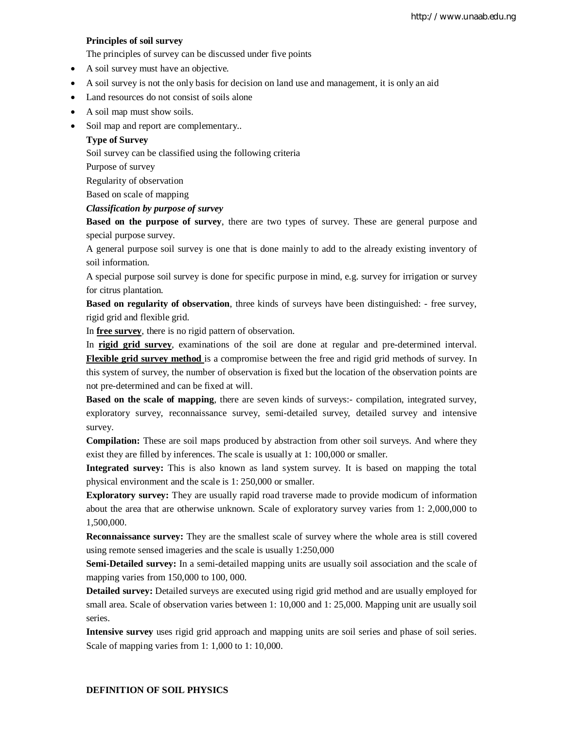**Principles of soil survey**

The principles of survey can be discussed under five points

- A soil survey must have an objective.
- A soil survey is not the only basis for decision on land use and management, it is only an aid
- Land resources do not consist of soils alone
- A soil map must show soils.
- Soil map and report are complementary..

**Type of Survey**

Soil survey can be classified using the following criteria

Purpose of survey

Regularity of observation

Based on scale of mapping

***Classification by purpose of survey***

**Based on the purpose of survey**, there are two types of survey. These are general purpose and special purpose survey.

A general purpose soil survey is one that is done mainly to add to the already existing inventory of soil information.

A special purpose soil survey is done for specific purpose in mind, e.g. survey for irrigation or survey for citrus plantation.

**Based on regularity of observation**, three kinds of surveys have been distinguished: - free survey, rigid grid and flexible grid.

In **free survey**, there is no rigid pattern of observation.

In **rigid grid survey**, examinations of the soil are done at regular and pre-determined interval. **Flexible grid survey method** is a compromise between the free and rigid grid methods of survey. In this system of survey, the number of observation is fixed but the location of the observation points are not pre-determined and can be fixed at will.

**Based on the scale of mapping**, there are seven kinds of surveys:- compilation, integrated survey, exploratory survey, reconnaissance survey, semi-detailed survey, detailed survey and intensive survey.

**Compilation:** These are soil maps produced by abstraction from other soil surveys. And where they exist they are filled by inferences. The scale is usually at 1: 100,000 or smaller.

**Integrated survey:** This is also known as land system survey. It is based on mapping the total physical environment and the scale is 1: 250,000 or smaller.

**Exploratory survey:** They are usually rapid road traverse made to provide modicum of information about the area that are otherwise unknown. Scale of exploratory survey varies from 1: 2,000,000 to 1,500,000.

**Reconnaissance survey:** They are the smallest scale of survey where the whole area is still covered using remote sensed imageries and the scale is usually 1:250,000

**Semi-Detailed survey:** In a semi-detailed mapping units are usually soil association and the scale of mapping varies from 150,000 to 100, 000.

**Detailed survey:** Detailed surveys are executed using rigid grid method and are usually employed for small area. Scale of observation varies between 1: 10,000 and 1: 25,000. Mapping unit are usually soil series.

**Intensive survey** uses rigid grid approach and mapping units are soil series and phase of soil series. Scale of mapping varies from 1: 1,000 to 1: 10,000.

**DEFINITION OF SOIL PHYSICS**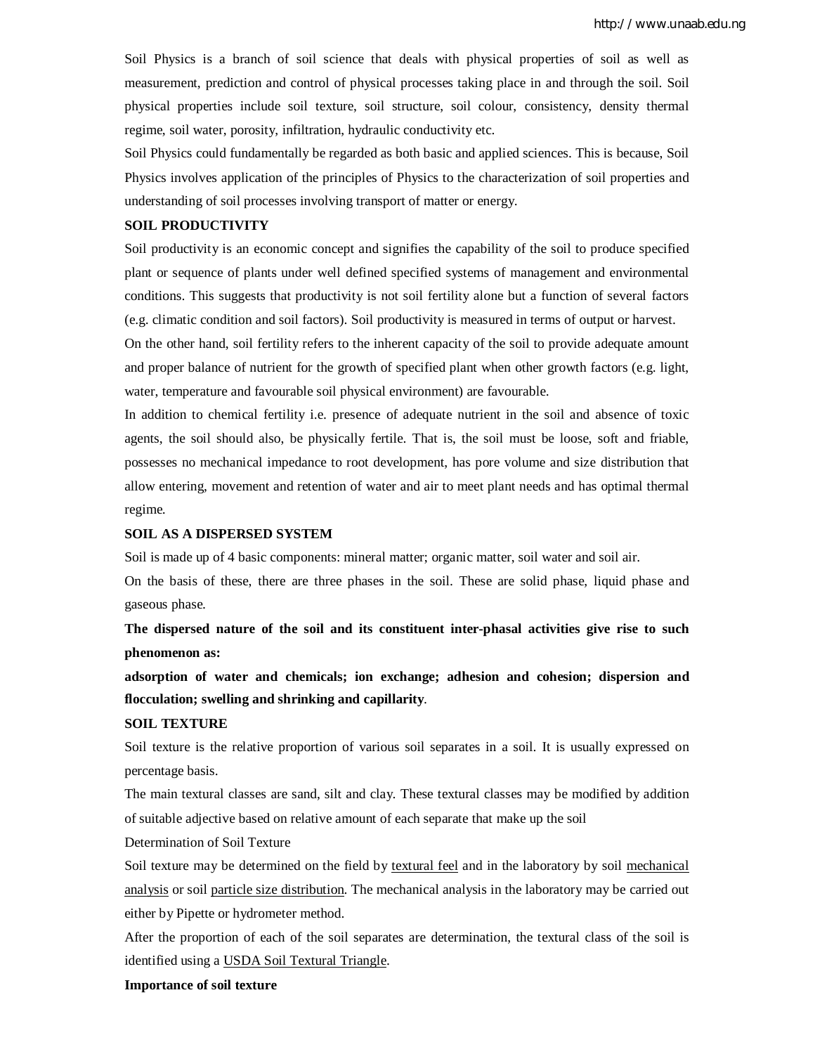Soil Physics is a branch of soil science that deals with physical properties of soil as well as measurement, prediction and control of physical processes taking place in and through the soil. Soil physical properties include soil texture, soil structure, soil colour, consistency, density thermal regime, soil water, porosity, infiltration, hydraulic conductivity etc.

Soil Physics could fundamentally be regarded as both basic and applied sciences. This is because, Soil Physics involves application of the principles of Physics to the characterization of soil properties and understanding of soil processes involving transport of matter or energy.

**SOIL PRODUCTIVITY**

Soil productivity is an economic concept and signifies the capability of the soil to produce specified plant or sequence of plants under well defined specified systems of management and environmental conditions. This suggests that productivity is not soil fertility alone but a function of several factors (e.g. climatic condition and soil factors). Soil productivity is measured in terms of output or harvest.

On the other hand, soil fertility refers to the inherent capacity of the soil to provide adequate amount and proper balance of nutrient for the growth of specified plant when other growth factors (e.g. light, water, temperature and favourable soil physical environment) are favourable.

In addition to chemical fertility i.e. presence of adequate nutrient in the soil and absence of toxic agents, the soil should also, be physically fertile. That is, the soil must be loose, soft and friable, possesses no mechanical impedance to root development, has pore volume and size distribution that allow entering, movement and retention of water and air to meet plant needs and has optimal thermal regime.

**SOIL AS A DISPERSED SYSTEM**

Soil is made up of 4 basic components: mineral matter; organic matter, soil water and soil air.

On the basis of these, there are three phases in the soil. These are solid phase, liquid phase and gaseous phase.

**The dispersed nature of the soil and its constituent inter-phasal activities give rise to such phenomenon as:**

**adsorption of water and chemicals; ion exchange; adhesion and cohesion; dispersion and flocculation; swelling and shrinking and capillarity**.

**SOIL TEXTURE**

Soil texture is the relative proportion of various soil separates in a soil. It is usually expressed on percentage basis.

The main textural classes are sand, silt and clay. These textural classes may be modified by addition of suitable adjective based on relative amount of each separate that make up the soil

Determination of Soil Texture

Soil texture may be determined on the field by textural feel and in the laboratory by soil mechanical analysis or soil particle size distribution. The mechanical analysis in the laboratory may be carried out either by Pipette or hydrometer method.

After the proportion of each of the soil separates are determination, the textural class of the soil is identified using a USDA Soil Textural Triangle.

**Importance of soil texture**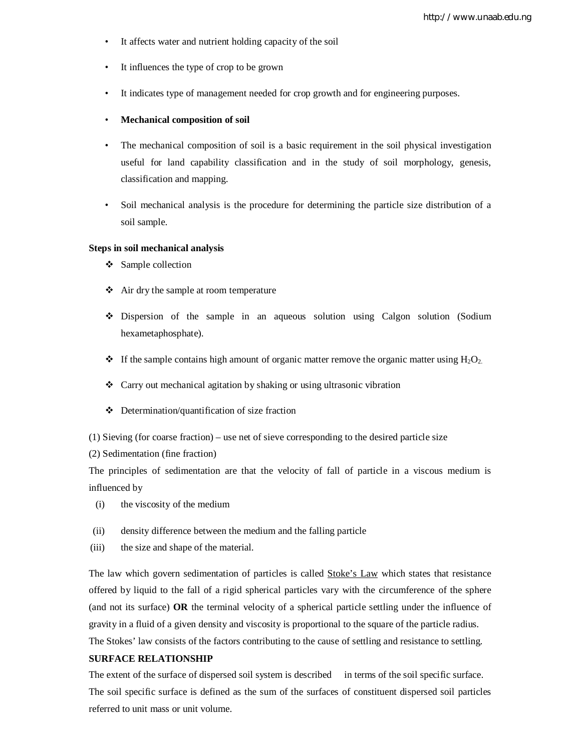- It affects water and nutrient holding capacity of the soil
- It influences the type of crop to be grown
- It indicates type of management needed for crop growth and for engineering purposes.
- **Mechanical composition of soil**
- The mechanical composition of soil is a basic requirement in the soil physical investigation useful for land capability classification and in the study of soil morphology, genesis, classification and mapping.
- Soil mechanical analysis is the procedure for determining the particle size distribution of a soil sample.

**Steps in soil mechanical analysis**

- Sample collection
- Air dry the sample at room temperature
- Dispersion of the sample in an aqueous solution using Calgon solution (Sodium hexametaphosphate).
- If the sample contains high amount of organic matter remove the organic matter using $H_2O_2$.
- Carry out mechanical agitation by shaking or using ultrasonic vibration
- Determination/quantification of size fraction

(1) Sieving (for coarse fraction) – use net of sieve corresponding to the desired particle size

(2) Sedimentation (fine fraction)

The principles of sedimentation are that the velocity of fall of particle in a viscous medium is influenced by

(i) the viscosity of the medium

(ii) density difference between the medium and the falling particle

(iii) the size and shape of the material.

The law which govern sedimentation of particles is called <u>Stoke's Law</u> which states that resistance offered by liquid to the fall of a rigid spherical particles vary with the circumference of the sphere (and not its surface) **OR** the terminal velocity of a spherical particle settling under the influence of gravity in a fluid of a given density and viscosity is proportional to the square of the particle radius. The Stokes' law consists of the factors contributing to the cause of settling and resistance to settling.

**SURFACE RELATIONSHIP**

The extent of the surface of dispersed soil system is described in terms of the soil specific surface. The soil specific surface is defined as the sum of the surfaces of constituent dispersed soil particles referred to unit mass or unit volume.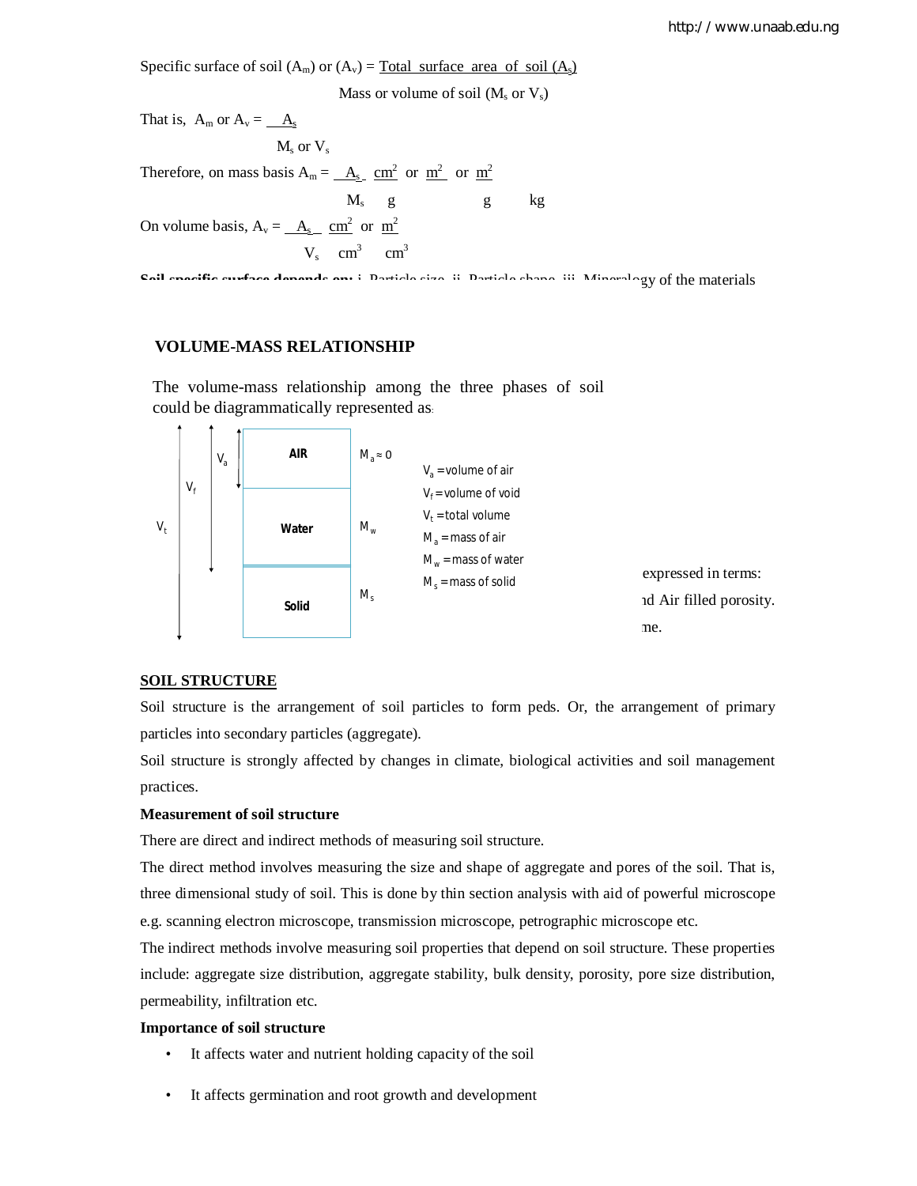Specific surface of soil ($A_m$) or ($A_v$) = $\frac{\text{Total surface area of soil } (A_s)}{\text{Mass or volume of soil } (M_s \text{ or } V_s)}$

That is, $A_m$ or $A_v = \frac{A_s}{M_s \text{ or } V_s}$

Therefore, on mass basis $A_m = \frac{A_s}{M_s}$ $\frac{cm^2}{g}$ or $\frac{m^2}{g}$ or $\frac{m^2}{kg}$

On volume basis, $A_v = \frac{A_s}{V_s}$ $\frac{cm^2}{cm^3}$ or $\frac{m^2}{cm^3}$

**Soil specific surface depends on:** i. Particle size ii. Particle shape iii. Mineralogy of the materials

## VOLUME-MASS RELATIONSHIP

The volume-mass relationship among the three phases of soil could be diagrammatically represented as:

| | AIR | $M_a \approx 0$ |
|---|---|---|
| $V_a$, $V_f$, $V_t$ | Water | $M_w$ |
| | Solid | $M_s$ |

$V_a$ = volume of air

$V_f$ = volume of void

$V_t$ = total volume

$M_a$ = mass of air

$M_w$ = mass of water

$M_s$ = mass of solid

expressed in terms:

nd Air filled porosity.

me.

## SOIL STRUCTURE

Soil structure is the arrangement of soil particles to form peds. Or, the arrangement of primary particles into secondary particles (aggregate).

Soil structure is strongly affected by changes in climate, biological activities and soil management practices.

**Measurement of soil structure**

There are direct and indirect methods of measuring soil structure.

The direct method involves measuring the size and shape of aggregate and pores of the soil. That is, three dimensional study of soil. This is done by thin section analysis with aid of powerful microscope e.g. scanning electron microscope, transmission microscope, petrographic microscope etc.

The indirect methods involve measuring soil properties that depend on soil structure. These properties include: aggregate size distribution, aggregate stability, bulk density, porosity, pore size distribution, permeability, infiltration etc.

**Importance of soil structure**

- It affects water and nutrient holding capacity of the soil
- It affects germination and root growth and development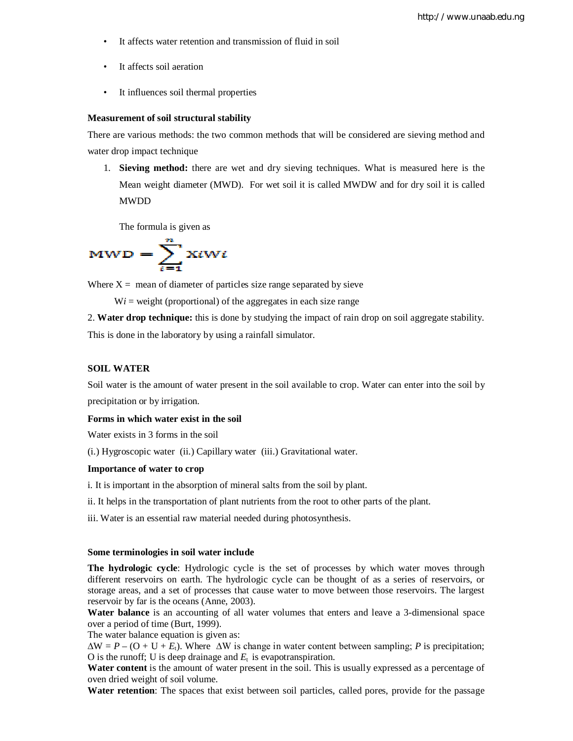- It affects water retention and transmission of fluid in soil
- It affects soil aeration
- It influences soil thermal properties

**Measurement of soil structural stability**

There are various methods: the two common methods that will be considered are sieving method and water drop impact technique

1. **Sieving method:** there are wet and dry sieving techniques. What is measured here is the Mean weight diameter (MWD). For wet soil it is called MWDW and for dry soil it is called MWDD

   The formula is given as

$$MWD = \sum_{i=1}^{n} X_i W_i$$

Where X = mean of diameter of particles size range separated by sieve

$W_i$ = weight (proportional) of the aggregates in each size range

2. **Water drop technique:** this is done by studying the impact of rain drop on soil aggregate stability. This is done in the laboratory by using a rainfall simulator.

## SOIL WATER

Soil water is the amount of water present in the soil available to crop. Water can enter into the soil by precipitation or by irrigation.

**Forms in which water exist in the soil**

Water exists in 3 forms in the soil

(i.) Hygroscopic water (ii.) Capillary water (iii.) Gravitational water.

**Importance of water to crop**

i. It is important in the absorption of mineral salts from the soil by plant.

ii. It helps in the transportation of plant nutrients from the root to other parts of the plant.

iii. Water is an essential raw material needed during photosynthesis.

**Some terminologies in soil water include**

**The hydrologic cycle**: Hydrologic cycle is the set of processes by which water moves through different reservoirs on earth. The hydrologic cycle can be thought of as a series of reservoirs, or storage areas, and a set of processes that cause water to move between those reservoirs. The largest reservoir by far is the oceans (Anne, 2003).

**Water balance** is an accounting of all water volumes that enters and leave a 3-dimensional space over a period of time (Burt, 1999).

The water balance equation is given as:

$\Delta W = P - (O + U + E_t)$. Where $\Delta W$ is change in water content between sampling; $P$ is precipitation; O is the runoff; U is deep drainage and $E_t$ is evapotranspiration.

**Water content** is the amount of water present in the soil. This is usually expressed as a percentage of oven dried weight of soil volume.

**Water retention**: The spaces that exist between soil particles, called pores, provide for the passage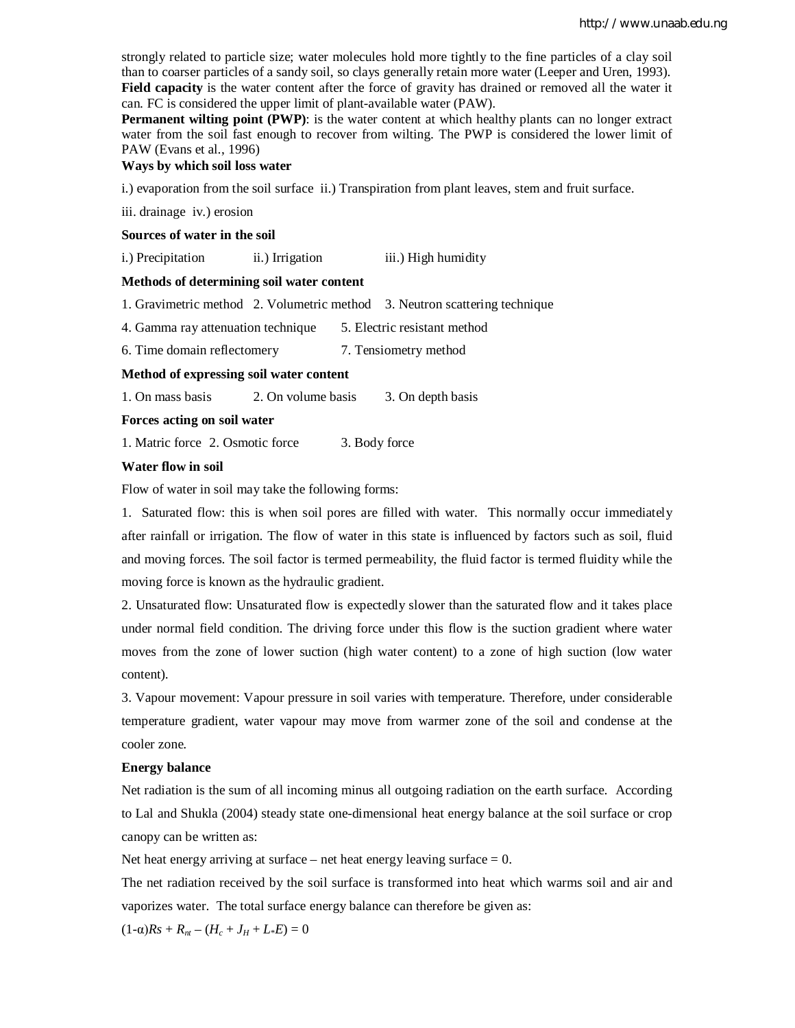strongly related to particle size; water molecules hold more tightly to the fine particles of a clay soil than to coarser particles of a sandy soil, so clays generally retain more water (Leeper and Uren, 1993).

**Field capacity** is the water content after the force of gravity has drained or removed all the water it can. FC is considered the upper limit of plant-available water (PAW).

**Permanent wilting point (PWP)**: is the water content at which healthy plants can no longer extract water from the soil fast enough to recover from wilting. The PWP is considered the lower limit of PAW (Evans et al., 1996)

**Ways by which soil loss water**

i.) evaporation from the soil surface ii.) Transpiration from plant leaves, stem and fruit surface.

iii. drainage iv.) erosion

**Sources of water in the soil**

i.) Precipitation ii.) Irrigation iii.) High humidity

**Methods of determining soil water content**

1. Gravimetric method 2. Volumetric method 3. Neutron scattering technique
4. Gamma ray attenuation technique 5. Electric resistant method
6. Time domain reflectomery 7. Tensiometry method

**Method of expressing soil water content**

1. On mass basis 2. On volume basis 3. On depth basis

**Forces acting on soil water**

1. Matric force 2. Osmotic force 3. Body force

**Water flow in soil**

Flow of water in soil may take the following forms:

1. Saturated flow: this is when soil pores are filled with water. This normally occur immediately after rainfall or irrigation. The flow of water in this state is influenced by factors such as soil, fluid and moving forces. The soil factor is termed permeability, the fluid factor is termed fluidity while the moving force is known as the hydraulic gradient.

2. Unsaturated flow: Unsaturated flow is expectedly slower than the saturated flow and it takes place under normal field condition. The driving force under this flow is the suction gradient where water moves from the zone of lower suction (high water content) to a zone of high suction (low water content).

3. Vapour movement: Vapour pressure in soil varies with temperature. Therefore, under considerable temperature gradient, water vapour may move from warmer zone of the soil and condense at the cooler zone.

**Energy balance**

Net radiation is the sum of all incoming minus all outgoing radiation on the earth surface. According to Lal and Shukla (2004) steady state one-dimensional heat energy balance at the soil surface or crop canopy can be written as:

Net heat energy arriving at surface – net heat energy leaving surface = 0.

The net radiation received by the soil surface is transformed into heat which warms soil and air and vaporizes water. The total surface energy balance can therefore be given as:

$$(1-\alpha)Rs + R_{nt} - (H_c + J_H + L_*E) = 0$$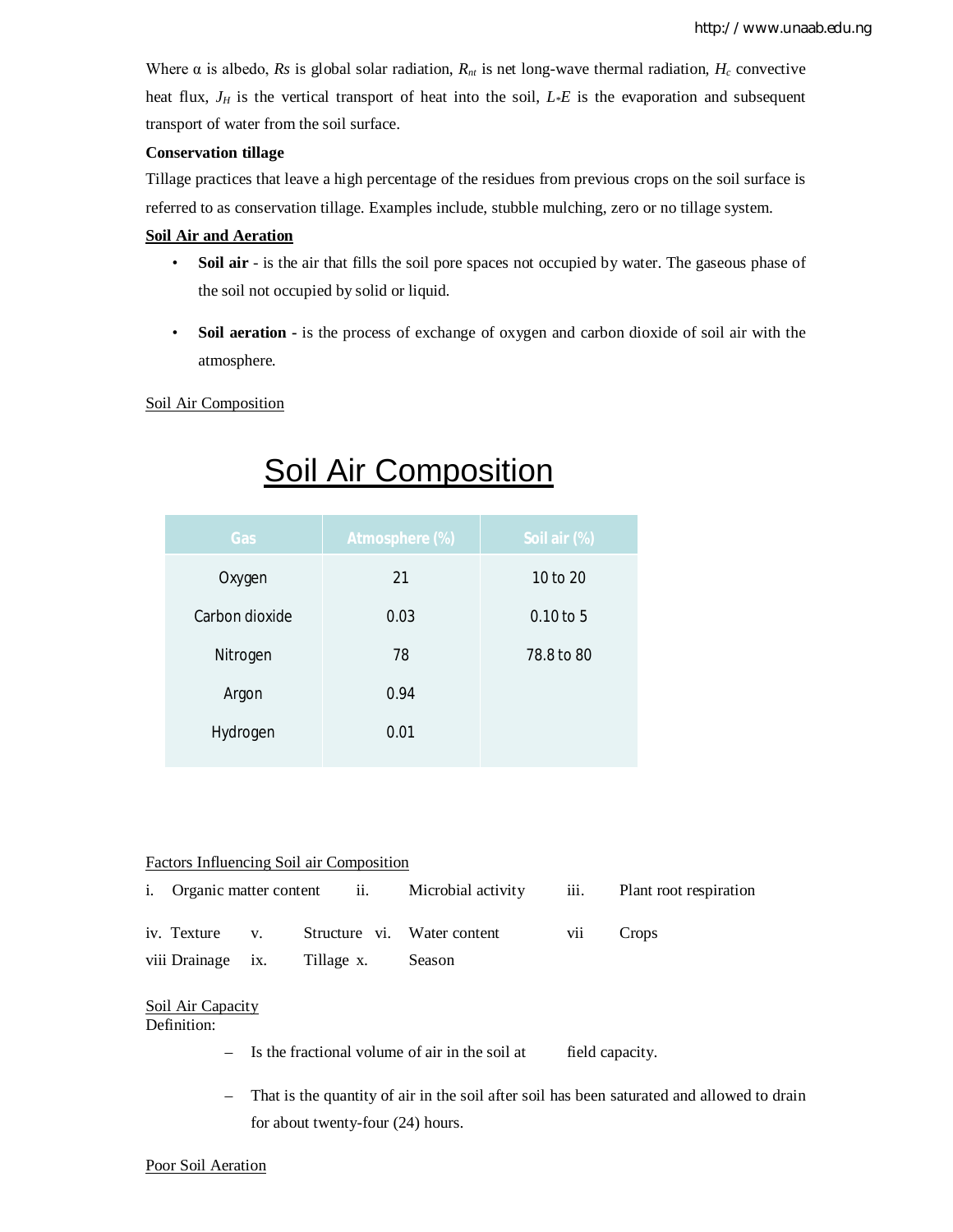Where α is albedo, $Rs$ is global solar radiation, $R_{nt}$ is net long-wave thermal radiation, $H_c$ convective heat flux, $J_H$ is the vertical transport of heat into the soil, $L_*E$ is the evaporation and subsequent transport of water from the soil surface.

**Conservation tillage**

Tillage practices that leave a high percentage of the residues from previous crops on the soil surface is referred to as conservation tillage. Examples include, stubble mulching, zero or no tillage system.

**Soil Air and Aeration**

- **Soil air** - is the air that fills the soil pore spaces not occupied by water. The gaseous phase of the soil not occupied by solid or liquid.
- **Soil aeration -** is the process of exchange of oxygen and carbon dioxide of soil air with the atmosphere.

Soil Air Composition

## Soil Air Composition

| Gas | Atmosphere (%) | Soil air (%) |
|---|---|---|
| Oxygen | 21 | 10 to 20 |
| Carbon dioxide | 0.03 | 0.10 to 5 |
| Nitrogen | 78 | 78.8 to 80 |
| Argon | 0.94 | |
| Hydrogen | 0.01 | |

Factors Influencing Soil air Composition

i. Organic matter content ii. Microbial activity iii. Plant root respiration

iv. Texture v. Structure vi. Water content vii Crops

viii Drainage ix. Tillage x. Season

Soil Air Capacity

Definition:

- Is the fractional volume of air in the soil at field capacity.
- That is the quantity of air in the soil after soil has been saturated and allowed to drain for about twenty-four (24) hours.

Poor Soil Aeration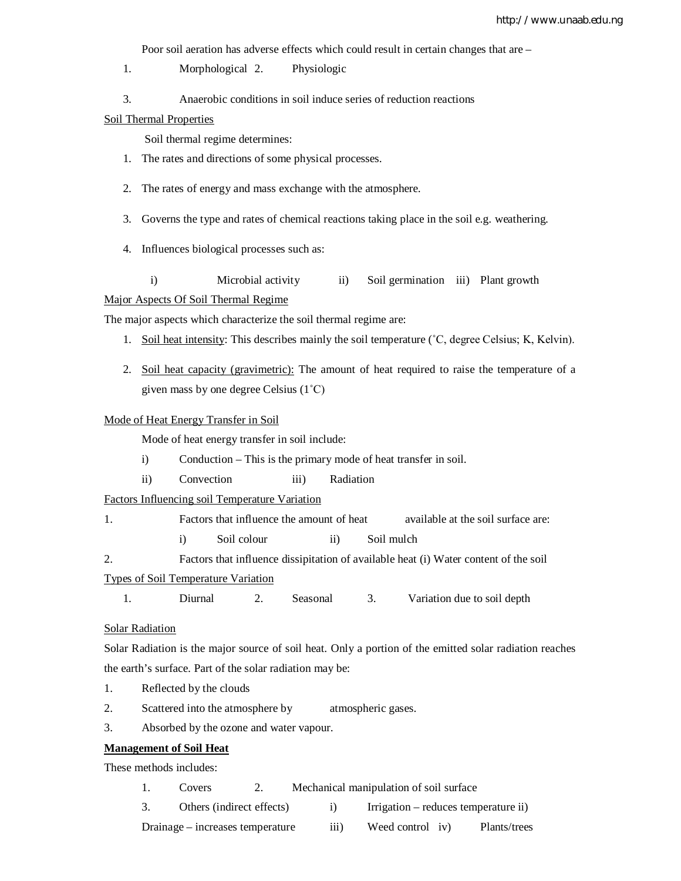Poor soil aeration has adverse effects which could result in certain changes that are –

1. Morphological 2. Physiologic
3. Anaerobic conditions in soil induce series of reduction reactions

<u>Soil Thermal Properties</u>

Soil thermal regime determines:

1. The rates and directions of some physical processes.
2. The rates of energy and mass exchange with the atmosphere.
3. Governs the type and rates of chemical reactions taking place in the soil e.g. weathering.
4. Influences biological processes such as:

   i) Microbial activity ii) Soil germination iii) Plant growth

<u>Major Aspects Of Soil Thermal Regime</u>

The major aspects which characterize the soil thermal regime are:

1. <u>Soil heat intensity</u>: This describes mainly the soil temperature (˚C, degree Celsius; K, Kelvin).
2. <u>Soil heat capacity (gravimetric):</u> The amount of heat required to raise the temperature of a given mass by one degree Celsius (1˚C)

<u>Mode of Heat Energy Transfer in Soil</u>

Mode of heat energy transfer in soil include:

i) Conduction – This is the primary mode of heat transfer in soil.

ii) Convection iii) Radiation

<u>Factors Influencing soil Temperature Variation</u>

1. Factors that influence the amount of heat available at the soil surface are:

   i) Soil colour ii) Soil mulch

2. Factors that influence dissipitation of available heat (i) Water content of the soil

<u>Types of Soil Temperature Variation</u>

1. Diurnal 2. Seasonal 3. Variation due to soil depth

<u>Solar Radiation</u>

Solar Radiation is the major source of soil heat. Only a portion of the emitted solar radiation reaches the earth's surface. Part of the solar radiation may be:

1. Reflected by the clouds
2. Scattered into the atmosphere by atmospheric gases.
3. Absorbed by the ozone and water vapour.

**<u>Management of Soil Heat</u>**

These methods includes:

1. Covers 2. Mechanical manipulation of soil surface
3. Others (indirect effects) i) Irrigation – reduces temperature ii) Drainage – increases temperature iii) Weed control iv) Plants/trees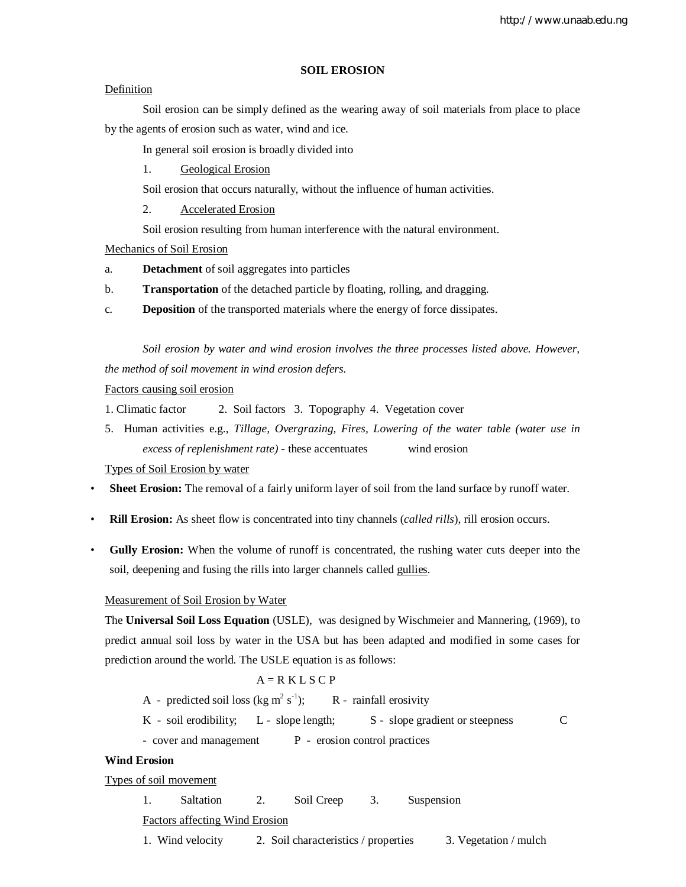# SOIL EROSION

Definition

Soil erosion can be simply defined as the wearing away of soil materials from place to place by the agents of erosion such as water, wind and ice.

In general soil erosion is broadly divided into

1. Geological Erosion

Soil erosion that occurs naturally, without the influence of human activities.

2. Accelerated Erosion

Soil erosion resulting from human interference with the natural environment.

Mechanics of Soil Erosion

a. **Detachment** of soil aggregates into particles

b. **Transportation** of the detached particle by floating, rolling, and dragging.

c. **Deposition** of the transported materials where the energy of force dissipates.

*Soil erosion by water and wind erosion involves the three processes listed above. However, the method of soil movement in wind erosion defers.*

Factors causing soil erosion

1. Climatic factor 2. Soil factors 3. Topography 4. Vegetation cover

5. Human activities e.g., *Tillage, Overgrazing, Fires, Lowering of the water table (water use in excess of replenishment rate)* - these accentuates wind erosion

Types of Soil Erosion by water

- **Sheet Erosion:** The removal of a fairly uniform layer of soil from the land surface by runoff water.
- **Rill Erosion:** As sheet flow is concentrated into tiny channels (*called rills*), rill erosion occurs.
- **Gully Erosion:** When the volume of runoff is concentrated, the rushing water cuts deeper into the soil, deepening and fusing the rills into larger channels called gullies.

Measurement of Soil Erosion by Water

The **Universal Soil Loss Equation** (USLE), was designed by Wischmeier and Mannering, (1969), to predict annual soil loss by water in the USA but has been adapted and modified in some cases for prediction around the world. The USLE equation is as follows:

$$A = R\ K\ L\ S\ C\ P$$

A - predicted soil loss (kg $m^2$ $s^{-1}$); R - rainfall erosivity

K - soil erodibility; L - slope length; S - slope gradient or steepness C - cover and management P - erosion control practices

**Wind Erosion**

Types of soil movement

1. Saltation 2. Soil Creep 3. Suspension

Factors affecting Wind Erosion

1. Wind velocity 2. Soil characteristics / properties 3. Vegetation / mulch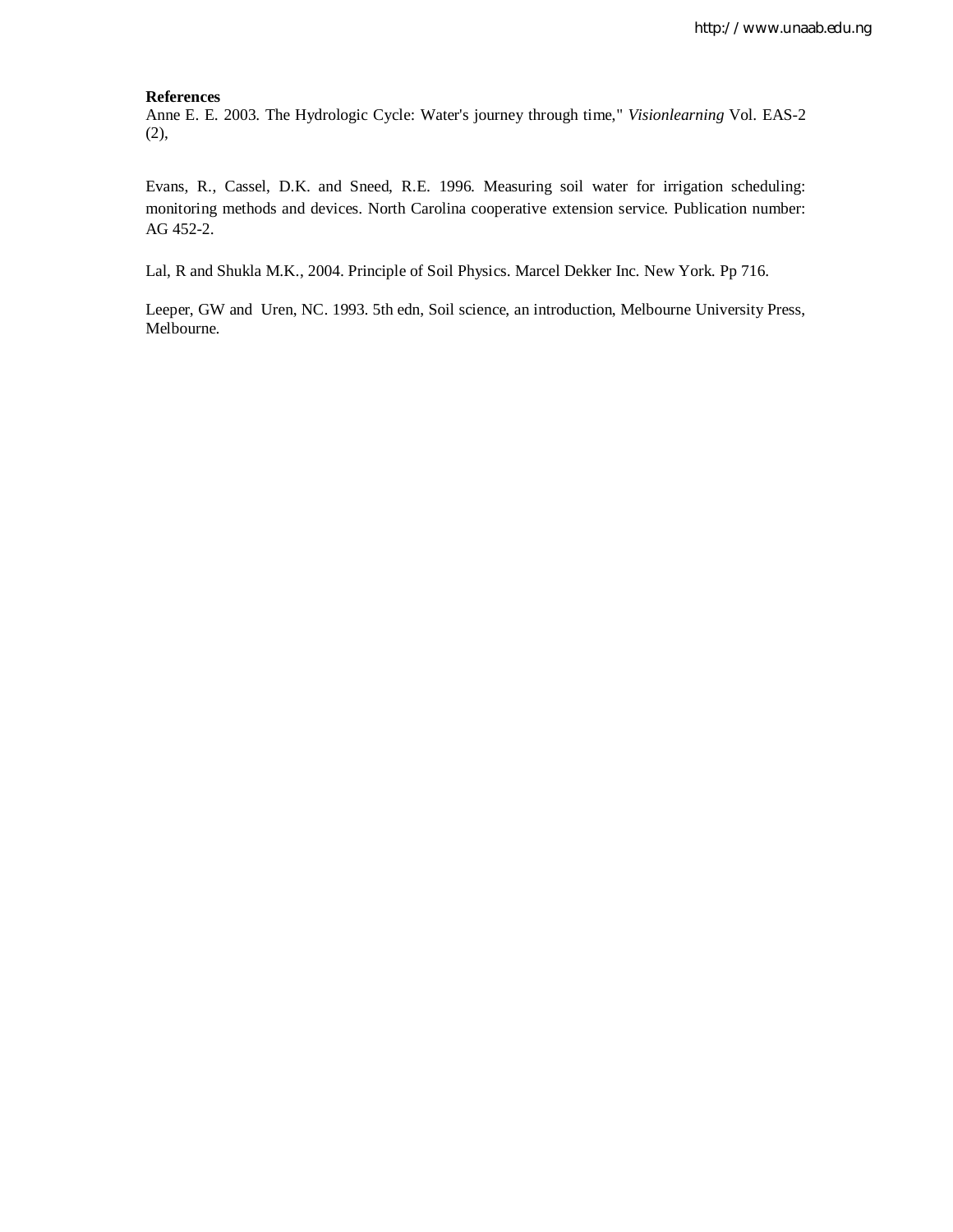**References**

Anne E. E. 2003. The Hydrologic Cycle: Water's journey through time," *Visionlearning* Vol. EAS-2 (2),

Evans, R., Cassel, D.K. and Sneed, R.E. 1996. Measuring soil water for irrigation scheduling: monitoring methods and devices. North Carolina cooperative extension service. Publication number: AG 452-2.

Lal, R and Shukla M.K., 2004. Principle of Soil Physics. Marcel Dekker Inc. New York. Pp 716.

Leeper, GW and Uren, NC. 1993. 5th edn, Soil science, an introduction, Melbourne University Press, Melbourne.